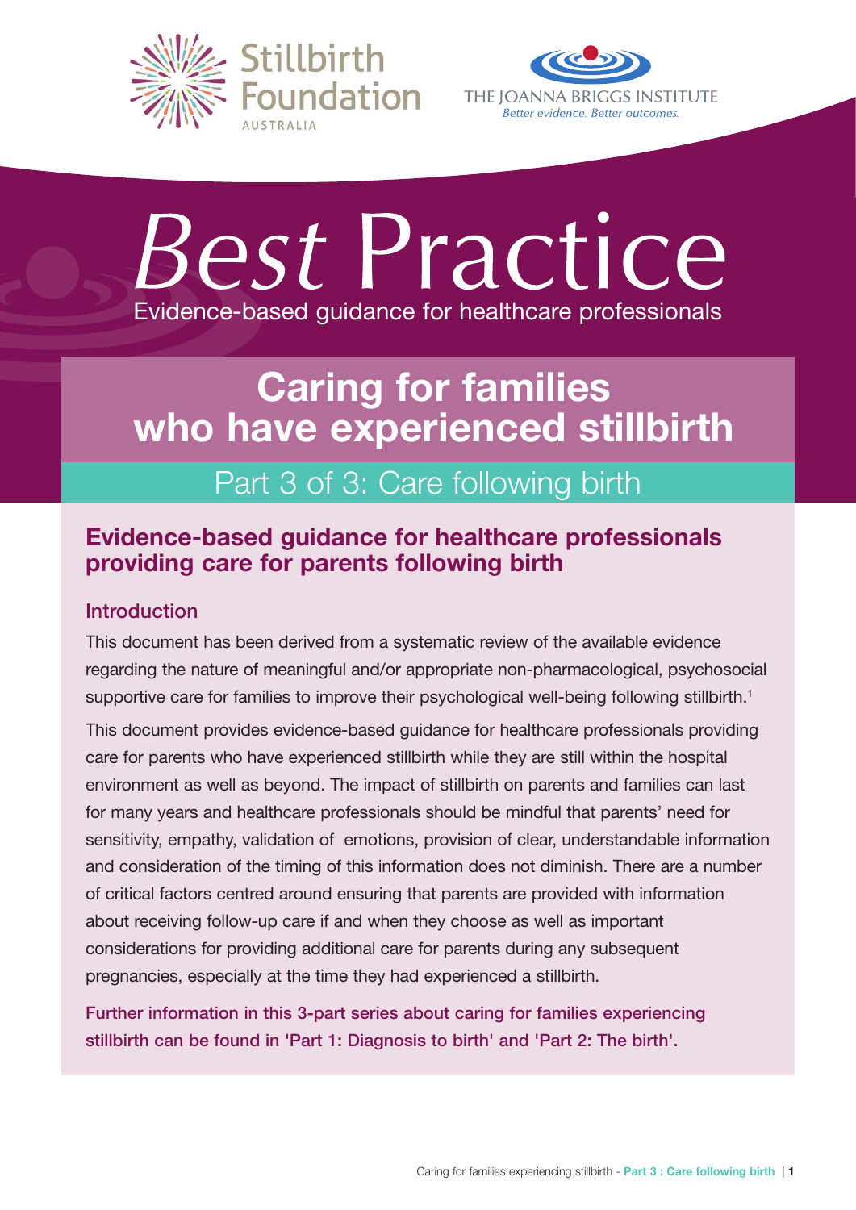Stillbirth Foundation AUSTRALIA

THE JOANNA BRIGGS INSTITUTE
*Better evidence. Better outcomes.*

# *Best* Practice

Evidence-based guidance for healthcare professionals

# Caring for families who have experienced stillbirth

## Part 3 of 3: Care following birth

## Evidence-based guidance for healthcare professionals providing care for parents following birth

### Introduction

This document has been derived from a systematic review of the available evidence regarding the nature of meaningful and/or appropriate non-pharmacological, psychosocial supportive care for families to improve their psychological well-being following stillbirth.[1]

This document provides evidence-based guidance for healthcare professionals providing care for parents who have experienced stillbirth while they are still within the hospital environment as well as beyond. The impact of stillbirth on parents and families can last for many years and healthcare professionals should be mindful that parents' need for sensitivity, empathy, validation of emotions, provision of clear, understandable information and consideration of the timing of this information does not diminish. There are a number of critical factors centred around ensuring that parents are provided with information about receiving follow-up care if and when they choose as well as important considerations for providing additional care for parents during any subsequent pregnancies, especially at the time they had experienced a stillbirth.

**Further information in this 3-part series about caring for families experiencing stillbirth can be found in 'Part 1: Diagnosis to birth' and 'Part 2: The birth'.**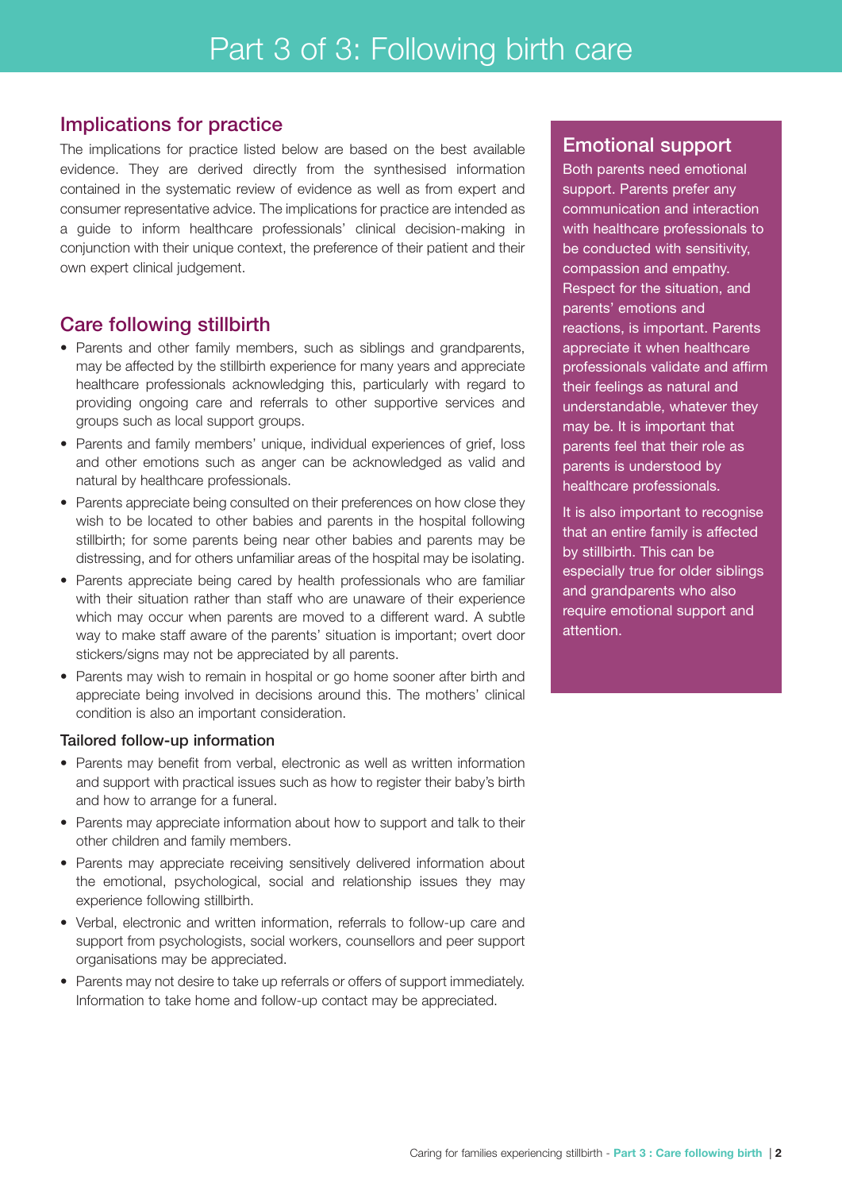# Part 3 of 3: Following birth care

## Implications for practice

The implications for practice listed below are based on the best available evidence. They are derived directly from the synthesised information contained in the systematic review of evidence as well as from expert and consumer representative advice. The implications for practice are intended as a guide to inform healthcare professionals' clinical decision-making in conjunction with their unique context, the preference of their patient and their own expert clinical judgement.

## Care following stillbirth

- Parents and other family members, such as siblings and grandparents, may be affected by the stillbirth experience for many years and appreciate healthcare professionals acknowledging this, particularly with regard to providing ongoing care and referrals to other supportive services and groups such as local support groups.
- Parents and family members' unique, individual experiences of grief, loss and other emotions such as anger can be acknowledged as valid and natural by healthcare professionals.
- Parents appreciate being consulted on their preferences on how close they wish to be located to other babies and parents in the hospital following stillbirth; for some parents being near other babies and parents may be distressing, and for others unfamiliar areas of the hospital may be isolating.
- Parents appreciate being cared by health professionals who are familiar with their situation rather than staff who are unaware of their experience which may occur when parents are moved to a different ward. A subtle way to make staff aware of the parents' situation is important; overt door stickers/signs may not be appreciated by all parents.
- Parents may wish to remain in hospital or go home sooner after birth and appreciate being involved in decisions around this. The mothers' clinical condition is also an important consideration.

### Tailored follow-up information

- Parents may benefit from verbal, electronic as well as written information and support with practical issues such as how to register their baby's birth and how to arrange for a funeral.
- Parents may appreciate information about how to support and talk to their other children and family members.
- Parents may appreciate receiving sensitively delivered information about the emotional, psychological, social and relationship issues they may experience following stillbirth.
- Verbal, electronic and written information, referrals to follow-up care and support from psychologists, social workers, counsellors and peer support organisations may be appreciated.
- Parents may not desire to take up referrals or offers of support immediately. Information to take home and follow-up contact may be appreciated.

## Emotional support

Both parents need emotional support. Parents prefer any communication and interaction with healthcare professionals to be conducted with sensitivity, compassion and empathy. Respect for the situation, and parents' emotions and reactions, is important. Parents appreciate it when healthcare professionals validate and affirm their feelings as natural and understandable, whatever they may be. It is important that parents feel that their role as parents is understood by healthcare professionals.

It is also important to recognise that an entire family is affected by stillbirth. This can be especially true for older siblings and grandparents who also require emotional support and attention.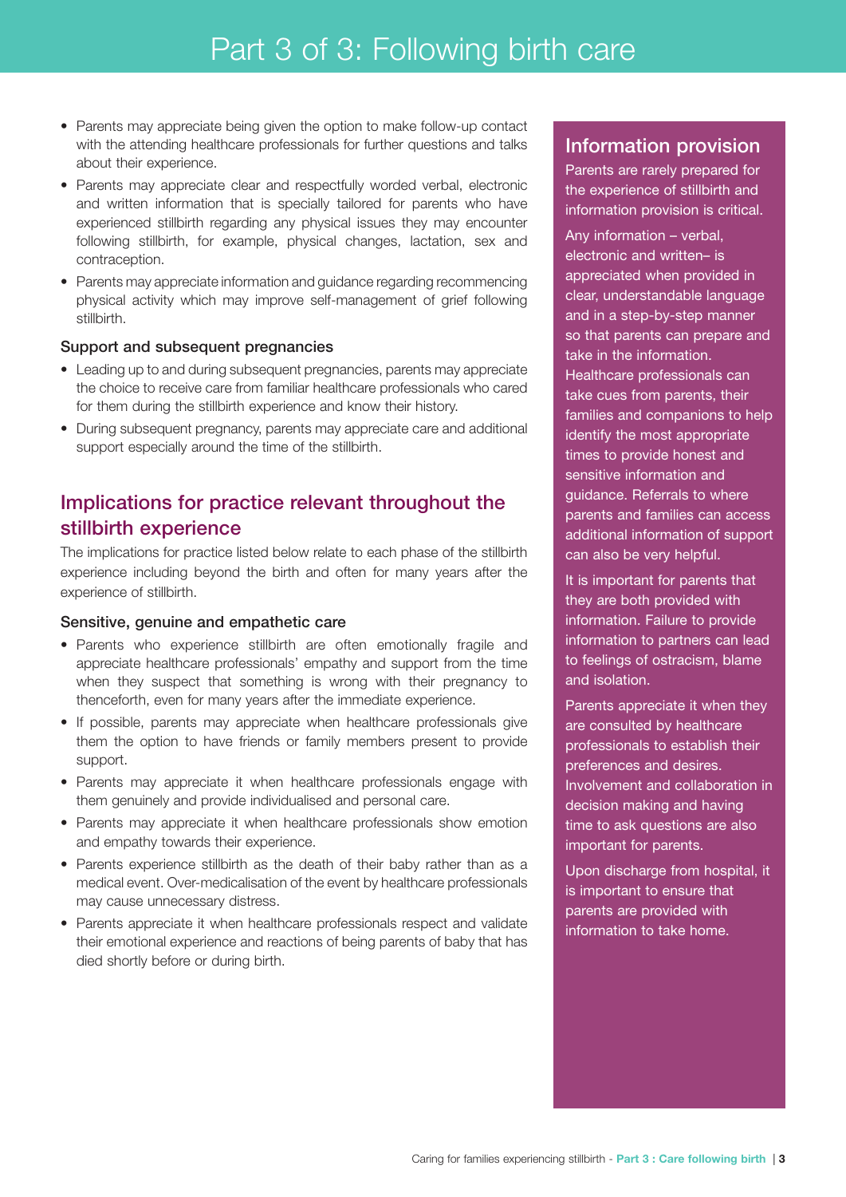# Part 3 of 3: Following birth care

- Parents may appreciate being given the option to make follow-up contact with the attending healthcare professionals for further questions and talks about their experience.
- Parents may appreciate clear and respectfully worded verbal, electronic and written information that is specially tailored for parents who have experienced stillbirth regarding any physical issues they may encounter following stillbirth, for example, physical changes, lactation, sex and contraception.
- Parents may appreciate information and guidance regarding recommencing physical activity which may improve self-management of grief following stillbirth.

### Support and subsequent pregnancies

- Leading up to and during subsequent pregnancies, parents may appreciate the choice to receive care from familiar healthcare professionals who cared for them during the stillbirth experience and know their history.
- During subsequent pregnancy, parents may appreciate care and additional support especially around the time of the stillbirth.

## Implications for practice relevant throughout the stillbirth experience

The implications for practice listed below relate to each phase of the stillbirth experience including beyond the birth and often for many years after the experience of stillbirth.

### Sensitive, genuine and empathetic care

- Parents who experience stillbirth are often emotionally fragile and appreciate healthcare professionals' empathy and support from the time when they suspect that something is wrong with their pregnancy to thenceforth, even for many years after the immediate experience.
- If possible, parents may appreciate when healthcare professionals give them the option to have friends or family members present to provide support.
- Parents may appreciate it when healthcare professionals engage with them genuinely and provide individualised and personal care.
- Parents may appreciate it when healthcare professionals show emotion and empathy towards their experience.
- Parents experience stillbirth as the death of their baby rather than as a medical event. Over-medicalisation of the event by healthcare professionals may cause unnecessary distress.
- Parents appreciate it when healthcare professionals respect and validate their emotional experience and reactions of being parents of baby that has died shortly before or during birth.

## Information provision

Parents are rarely prepared for the experience of stillbirth and information provision is critical.

Any information – verbal, electronic and written– is appreciated when provided in clear, understandable language and in a step-by-step manner so that parents can prepare and take in the information. Healthcare professionals can take cues from parents, their families and companions to help identify the most appropriate times to provide honest and sensitive information and guidance. Referrals to where parents and families can access additional information of support can also be very helpful.

It is important for parents that they are both provided with information. Failure to provide information to partners can lead to feelings of ostracism, blame and isolation.

Parents appreciate it when they are consulted by healthcare professionals to establish their preferences and desires. Involvement and collaboration in decision making and having time to ask questions are also important for parents.

Upon discharge from hospital, it is important to ensure that parents are provided with information to take home.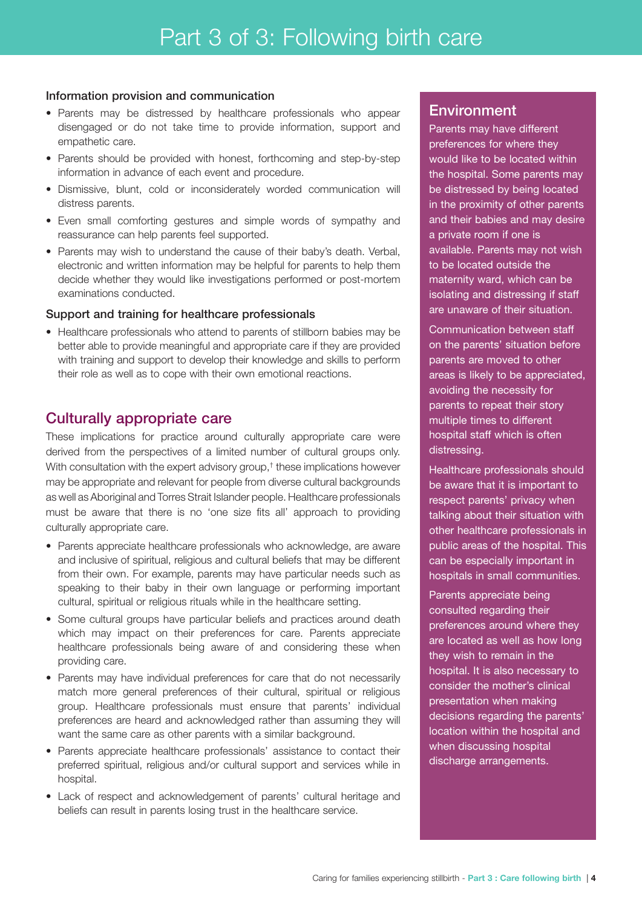# Part 3 of 3: Following birth care

### Information provision and communication

- Parents may be distressed by healthcare professionals who appear disengaged or do not take time to provide information, support and empathetic care.
- Parents should be provided with honest, forthcoming and step-by-step information in advance of each event and procedure.
- Dismissive, blunt, cold or inconsiderately worded communication will distress parents.
- Even small comforting gestures and simple words of sympathy and reassurance can help parents feel supported.
- Parents may wish to understand the cause of their baby's death. Verbal, electronic and written information may be helpful for parents to help them decide whether they would like investigations performed or post-mortem examinations conducted.

### Support and training for healthcare professionals

- Healthcare professionals who attend to parents of stillborn babies may be better able to provide meaningful and appropriate care if they are provided with training and support to develop their knowledge and skills to perform their role as well as to cope with their own emotional reactions.

## Culturally appropriate care

These implications for practice around culturally appropriate care were derived from the perspectives of a limited number of cultural groups only. With consultation with the expert advisory group,† these implications however may be appropriate and relevant for people from diverse cultural backgrounds as well as Aboriginal and Torres Strait Islander people. Healthcare professionals must be aware that there is no 'one size fits all' approach to providing culturally appropriate care.

- Parents appreciate healthcare professionals who acknowledge, are aware and inclusive of spiritual, religious and cultural beliefs that may be different from their own. For example, parents may have particular needs such as speaking to their baby in their own language or performing important cultural, spiritual or religious rituals while in the healthcare setting.
- Some cultural groups have particular beliefs and practices around death which may impact on their preferences for care. Parents appreciate healthcare professionals being aware of and considering these when providing care.
- Parents may have individual preferences for care that do not necessarily match more general preferences of their cultural, spiritual or religious group. Healthcare professionals must ensure that parents' individual preferences are heard and acknowledged rather than assuming they will want the same care as other parents with a similar background.
- Parents appreciate healthcare professionals' assistance to contact their preferred spiritual, religious and/or cultural support and services while in hospital.
- Lack of respect and acknowledgement of parents' cultural heritage and beliefs can result in parents losing trust in the healthcare service.

## Environment

Parents may have different preferences for where they would like to be located within the hospital. Some parents may be distressed by being located in the proximity of other parents and their babies and may desire a private room if one is available. Parents may not wish to be located outside the maternity ward, which can be isolating and distressing if staff are unaware of their situation.

Communication between staff on the parents' situation before parents are moved to other areas is likely to be appreciated, avoiding the necessity for parents to repeat their story multiple times to different hospital staff which is often distressing.

Healthcare professionals should be aware that it is important to respect parents' privacy when talking about their situation with other healthcare professionals in public areas of the hospital. This can be especially important in hospitals in small communities.

Parents appreciate being consulted regarding their preferences around where they are located as well as how long they wish to remain in the hospital. It is also necessary to consider the mother's clinical presentation when making decisions regarding the parents' location within the hospital and when discussing hospital discharge arrangements.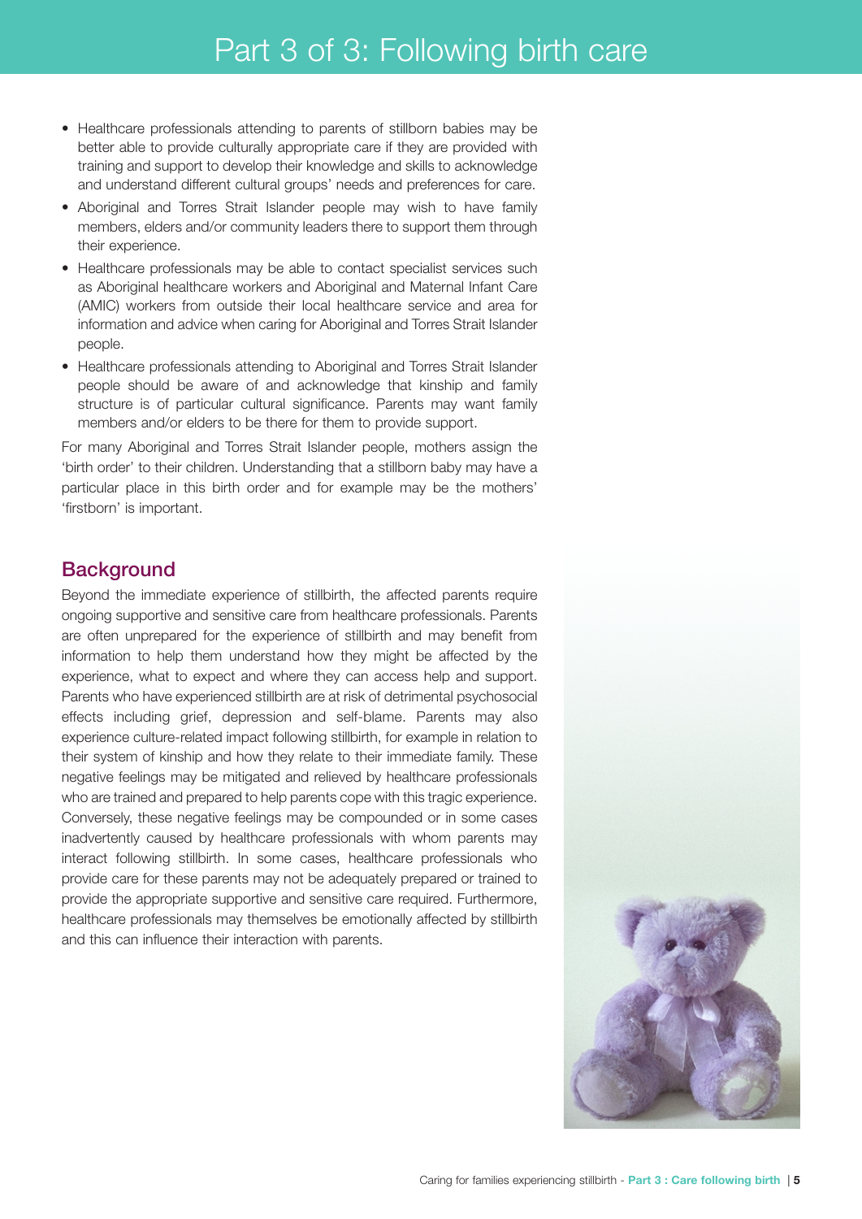- Healthcare professionals attending to parents of stillborn babies may be better able to provide culturally appropriate care if they are provided with training and support to develop their knowledge and skills to acknowledge and understand different cultural groups' needs and preferences for care.
- Aboriginal and Torres Strait Islander people may wish to have family members, elders and/or community leaders there to support them through their experience.
- Healthcare professionals may be able to contact specialist services such as Aboriginal healthcare workers and Aboriginal and Maternal Infant Care (AMIC) workers from outside their local healthcare service and area for information and advice when caring for Aboriginal and Torres Strait Islander people.
- Healthcare professionals attending to Aboriginal and Torres Strait Islander people should be aware of and acknowledge that kinship and family structure is of particular cultural significance. Parents may want family members and/or elders to be there for them to provide support.

For many Aboriginal and Torres Strait Islander people, mothers assign the 'birth order' to their children. Understanding that a stillborn baby may have a particular place in this birth order and for example may be the mothers' 'firstborn' is important.

## Background

Beyond the immediate experience of stillbirth, the affected parents require ongoing supportive and sensitive care from healthcare professionals. Parents are often unprepared for the experience of stillbirth and may benefit from information to help them understand how they might be affected by the experience, what to expect and where they can access help and support. Parents who have experienced stillbirth are at risk of detrimental psychosocial effects including grief, depression and self-blame. Parents may also experience culture-related impact following stillbirth, for example in relation to their system of kinship and how they relate to their immediate family. These negative feelings may be mitigated and relieved by healthcare professionals who are trained and prepared to help parents cope with this tragic experience. Conversely, these negative feelings may be compounded or in some cases inadvertently caused by healthcare professionals with whom parents may interact following stillbirth. In some cases, healthcare professionals who provide care for these parents may not be adequately prepared or trained to provide the appropriate supportive and sensitive care required. Furthermore, healthcare professionals may themselves be emotionally affected by stillbirth and this can influence their interaction with parents.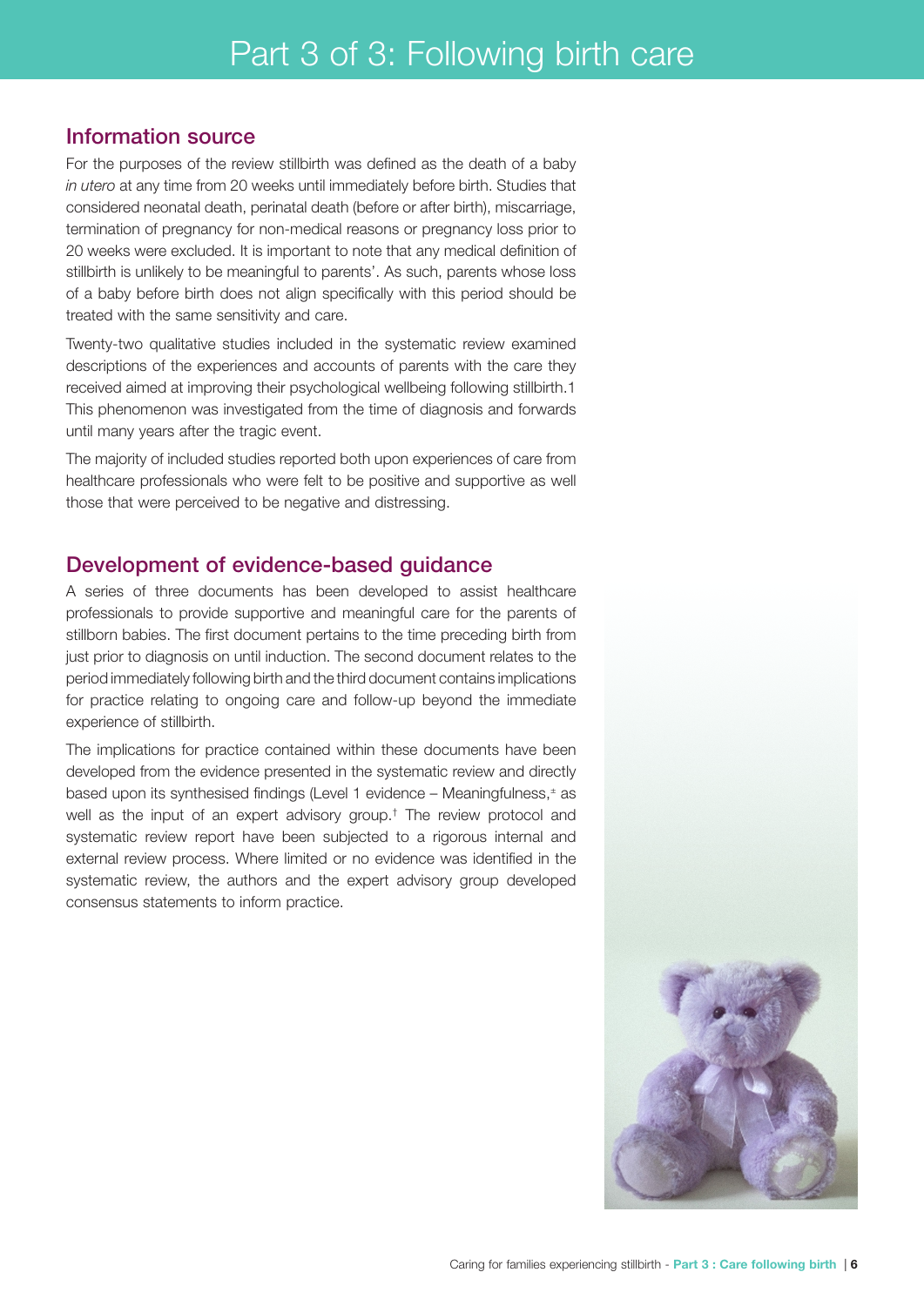# Part 3 of 3: Following birth care

## Information source

For the purposes of the review stillbirth was defined as the death of a baby *in utero* at any time from 20 weeks until immediately before birth. Studies that considered neonatal death, perinatal death (before or after birth), miscarriage, termination of pregnancy for non-medical reasons or pregnancy loss prior to 20 weeks were excluded. It is important to note that any medical definition of stillbirth is unlikely to be meaningful to parents'. As such, parents whose loss of a baby before birth does not align specifically with this period should be treated with the same sensitivity and care.

Twenty-two qualitative studies included in the systematic review examined descriptions of the experiences and accounts of parents with the care they received aimed at improving their psychological wellbeing following stillbirth.[1] This phenomenon was investigated from the time of diagnosis and forwards until many years after the tragic event.

The majority of included studies reported both upon experiences of care from healthcare professionals who were felt to be positive and supportive as well those that were perceived to be negative and distressing.

## Development of evidence-based guidance

A series of three documents has been developed to assist healthcare professionals to provide supportive and meaningful care for the parents of stillborn babies. The first document pertains to the time preceding birth from just prior to diagnosis on until induction. The second document relates to the period immediately following birth and the third document contains implications for practice relating to ongoing care and follow-up beyond the immediate experience of stillbirth.

The implications for practice contained within these documents have been developed from the evidence presented in the systematic review and directly based upon its synthesised findings (Level 1 evidence – Meaningfulness,[±] as well as the input of an expert advisory group.[†] The review protocol and systematic review report have been subjected to a rigorous internal and external review process. Where limited or no evidence was identified in the systematic review, the authors and the expert advisory group developed consensus statements to inform practice.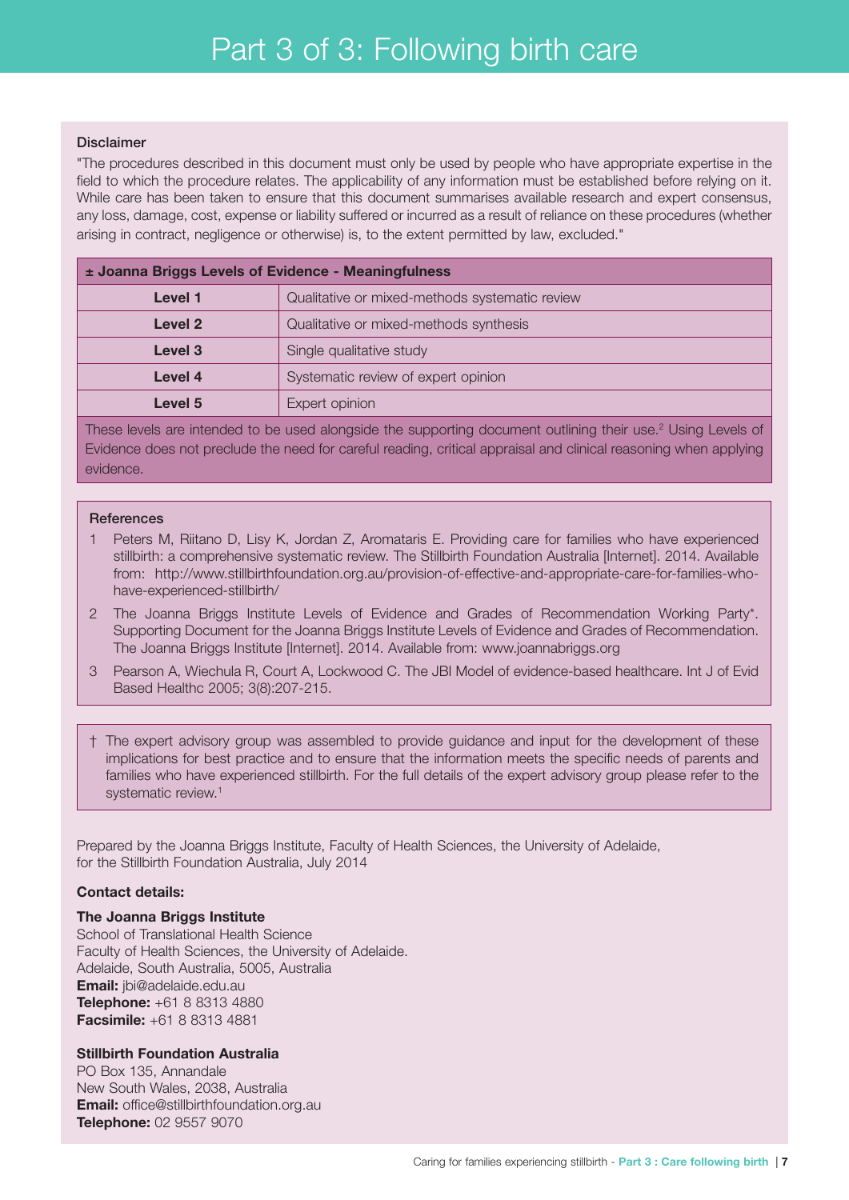# Part 3 of 3: Following birth care

**Disclaimer**

"The procedures described in this document must only be used by people who have appropriate expertise in the field to which the procedure relates. The applicability of any information must be established before relying on it. While care has been taken to ensure that this document summarises available research and expert consensus, any loss, damage, cost, expense or liability suffered or incurred as a result of reliance on these procedures (whether arising in contract, negligence or otherwise) is, to the extent permitted by law, excluded."

| ± Joanna Briggs Levels of Evidence - Meaningfulness | |
|---|---|
| **Level 1** | Qualitative or mixed-methods systematic review |
| **Level 2** | Qualitative or mixed-methods synthesis |
| **Level 3** | Single qualitative study |
| **Level 4** | Systematic review of expert opinion |
| **Level 5** | Expert opinion |

These levels are intended to be used alongside the supporting document outlining their use.[2] Using Levels of Evidence does not preclude the need for careful reading, critical appraisal and clinical reasoning when applying evidence.

**References**

1. Peters M, Riitano D, Lisy K, Jordan Z, Aromataris E. Providing care for families who have experienced stillbirth: a comprehensive systematic review. The Stillbirth Foundation Australia [Internet]. 2014. Available from: http://www.stillbirthfoundation.org.au/provision-of-effective-and-appropriate-care-for-families-who-have-experienced-stillbirth/
2. The Joanna Briggs Institute Levels of Evidence and Grades of Recommendation Working Party*. Supporting Document for the Joanna Briggs Institute Levels of Evidence and Grades of Recommendation. The Joanna Briggs Institute [Internet]. 2014. Available from: www.joannabriggs.org
3. Pearson A, Wiechula R, Court A, Lockwood C. The JBI Model of evidence-based healthcare. Int J of Evid Based Healthc 2005; 3(8):207-215.

† The expert advisory group was assembled to provide guidance and input for the development of these implications for best practice and to ensure that the information meets the specific needs of parents and families who have experienced stillbirth. For the full details of the expert advisory group please refer to the systematic review.[1]

Prepared by the Joanna Briggs Institute, Faculty of Health Sciences, the University of Adelaide, for the Stillbirth Foundation Australia, July 2014

**Contact details:**

**The Joanna Briggs Institute**
School of Translational Health Science
Faculty of Health Sciences, the University of Adelaide.
Adelaide, South Australia, 5005, Australia
**Email:** jbi@adelaide.edu.au
**Telephone:** +61 8 8313 4880
**Facsimile:** +61 8 8313 4881

**Stillbirth Foundation Australia**
PO Box 135, Annandale
New South Wales, 2038, Australia
**Email:** office@stillbirthfoundation.org.au
**Telephone:** 02 9557 9070